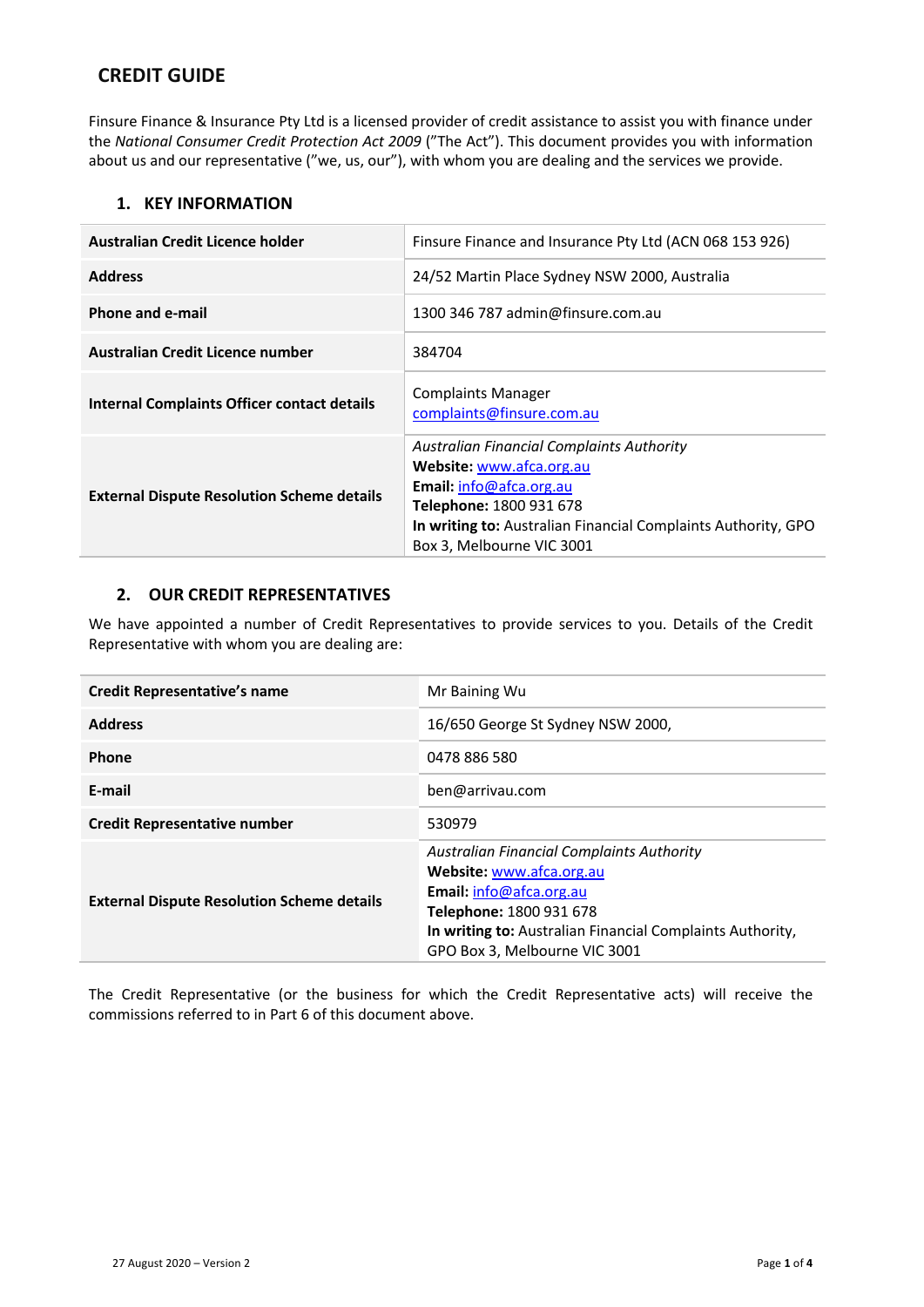# CREDIT GUIDE

Finsure Finance & Insurance Pty Ltd is a licensed provider of credit assistance to assist you with finance under the *National Consumer Credit Protection Act 2009* ("The Act"). This document provides you with information about us and our representative ("we, us, our"), with whom you are dealing and the services we provide.

## 1. KEY INFORMATION

| | |
|---|---|
| **Australian Credit Licence holder** | Finsure Finance and Insurance Pty Ltd (ACN 068 153 926) |
| **Address** | 24/52 Martin Place Sydney NSW 2000, Australia |
| **Phone and e-mail** | 1300 346 787 admin@finsure.com.au |
| **Australian Credit Licence number** | 384704 |
| **Internal Complaints Officer contact details** | Complaints Manager<br>complaints@finsure.com.au |
| **External Dispute Resolution Scheme details** | *Australian Financial Complaints Authority*<br>**Website:** www.afca.org.au<br>**Email:** info@afca.org.au<br>**Telephone:** 1800 931 678<br>**In writing to:** Australian Financial Complaints Authority, GPO Box 3, Melbourne VIC 3001 |

## 2. OUR CREDIT REPRESENTATIVES

We have appointed a number of Credit Representatives to provide services to you. Details of the Credit Representative with whom you are dealing are:

| | |
|---|---|
| **Credit Representative's name** | Mr Baining Wu |
| **Address** | 16/650 George St Sydney NSW 2000, |
| **Phone** | 0478 886 580 |
| **E-mail** | ben@arrivau.com |
| **Credit Representative number** | 530979 |
| **External Dispute Resolution Scheme details** | *Australian Financial Complaints Authority*<br>**Website:** www.afca.org.au<br>**Email:** info@afca.org.au<br>**Telephone:** 1800 931 678<br>**In writing to:** Australian Financial Complaints Authority, GPO Box 3, Melbourne VIC 3001 |

The Credit Representative (or the business for which the Credit Representative acts) will receive the commissions referred to in Part 6 of this document above.

27 August 2020 – Version 2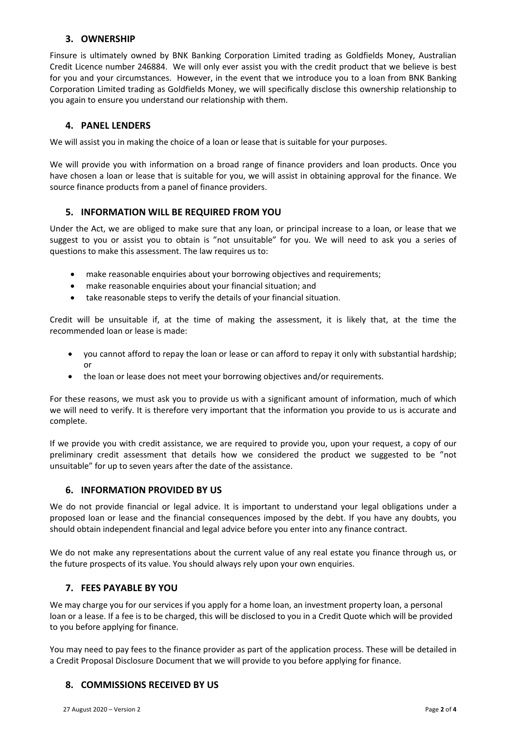## 3. OWNERSHIP

Finsure is ultimately owned by BNK Banking Corporation Limited trading as Goldfields Money, Australian Credit Licence number 246884. We will only ever assist you with the credit product that we believe is best for you and your circumstances. However, in the event that we introduce you to a loan from BNK Banking Corporation Limited trading as Goldfields Money, we will specifically disclose this ownership relationship to you again to ensure you understand our relationship with them.

## 4. PANEL LENDERS

We will assist you in making the choice of a loan or lease that is suitable for your purposes.

We will provide you with information on a broad range of finance providers and loan products. Once you have chosen a loan or lease that is suitable for you, we will assist in obtaining approval for the finance. We source finance products from a panel of finance providers.

## 5. INFORMATION WILL BE REQUIRED FROM YOU

Under the Act, we are obliged to make sure that any loan, or principal increase to a loan, or lease that we suggest to you or assist you to obtain is "not unsuitable" for you. We will need to ask you a series of questions to make this assessment. The law requires us to:

- make reasonable enquiries about your borrowing objectives and requirements;
- make reasonable enquiries about your financial situation; and
- take reasonable steps to verify the details of your financial situation.

Credit will be unsuitable if, at the time of making the assessment, it is likely that, at the time the recommended loan or lease is made:

- you cannot afford to repay the loan or lease or can afford to repay it only with substantial hardship; or
- the loan or lease does not meet your borrowing objectives and/or requirements.

For these reasons, we must ask you to provide us with a significant amount of information, much of which we will need to verify. It is therefore very important that the information you provide to us is accurate and complete.

If we provide you with credit assistance, we are required to provide you, upon your request, a copy of our preliminary credit assessment that details how we considered the product we suggested to be "not unsuitable" for up to seven years after the date of the assistance.

## 6. INFORMATION PROVIDED BY US

We do not provide financial or legal advice. It is important to understand your legal obligations under a proposed loan or lease and the financial consequences imposed by the debt. If you have any doubts, you should obtain independent financial and legal advice before you enter into any finance contract.

We do not make any representations about the current value of any real estate you finance through us, or the future prospects of its value. You should always rely upon your own enquiries.

## 7. FEES PAYABLE BY YOU

We may charge you for our services if you apply for a home loan, an investment property loan, a personal loan or a lease. If a fee is to be charged, this will be disclosed to you in a Credit Quote which will be provided to you before applying for finance.

You may need to pay fees to the finance provider as part of the application process. These will be detailed in a Credit Proposal Disclosure Document that we will provide to you before applying for finance.

## 8. COMMISSIONS RECEIVED BY US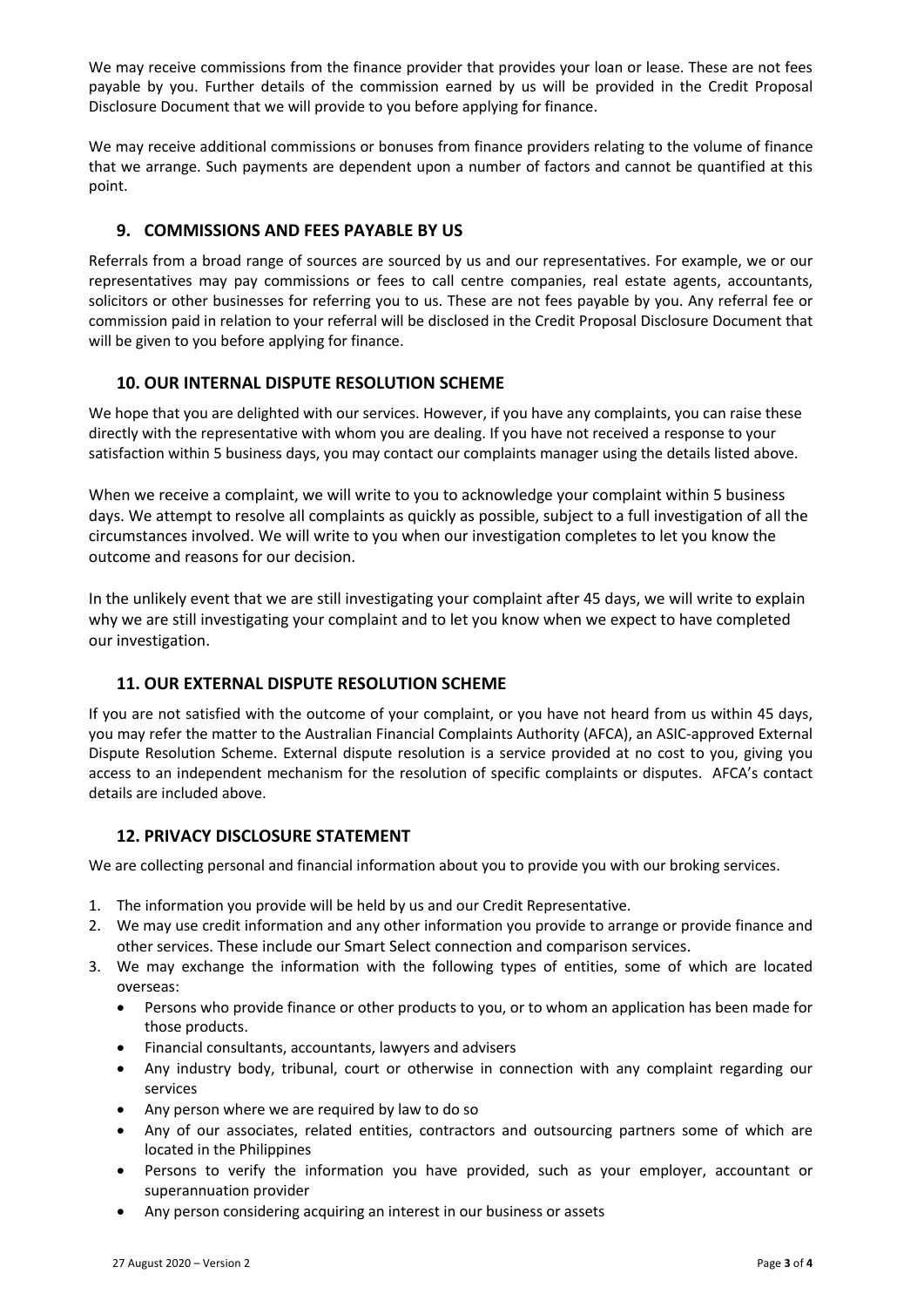We may receive commissions from the finance provider that provides your loan or lease. These are not fees payable by you. Further details of the commission earned by us will be provided in the Credit Proposal Disclosure Document that we will provide to you before applying for finance.

We may receive additional commissions or bonuses from finance providers relating to the volume of finance that we arrange. Such payments are dependent upon a number of factors and cannot be quantified at this point.

## 9. COMMISSIONS AND FEES PAYABLE BY US

Referrals from a broad range of sources are sourced by us and our representatives. For example, we or our representatives may pay commissions or fees to call centre companies, real estate agents, accountants, solicitors or other businesses for referring you to us. These are not fees payable by you. Any referral fee or commission paid in relation to your referral will be disclosed in the Credit Proposal Disclosure Document that will be given to you before applying for finance.

## 10. OUR INTERNAL DISPUTE RESOLUTION SCHEME

We hope that you are delighted with our services. However, if you have any complaints, you can raise these directly with the representative with whom you are dealing. If you have not received a response to your satisfaction within 5 business days, you may contact our complaints manager using the details listed above.

When we receive a complaint, we will write to you to acknowledge your complaint within 5 business days. We attempt to resolve all complaints as quickly as possible, subject to a full investigation of all the circumstances involved. We will write to you when our investigation completes to let you know the outcome and reasons for our decision.

In the unlikely event that we are still investigating your complaint after 45 days, we will write to explain why we are still investigating your complaint and to let you know when we expect to have completed our investigation.

## 11. OUR EXTERNAL DISPUTE RESOLUTION SCHEME

If you are not satisfied with the outcome of your complaint, or you have not heard from us within 45 days, you may refer the matter to the Australian Financial Complaints Authority (AFCA), an ASIC-approved External Dispute Resolution Scheme. External dispute resolution is a service provided at no cost to you, giving you access to an independent mechanism for the resolution of specific complaints or disputes. AFCA's contact details are included above.

## 12. PRIVACY DISCLOSURE STATEMENT

We are collecting personal and financial information about you to provide you with our broking services.

1. The information you provide will be held by us and our Credit Representative.
2. We may use credit information and any other information you provide to arrange or provide finance and other services. These include our Smart Select connection and comparison services.
3. We may exchange the information with the following types of entities, some of which are located overseas:
   - Persons who provide finance or other products to you, or to whom an application has been made for those products.
   - Financial consultants, accountants, lawyers and advisers
   - Any industry body, tribunal, court or otherwise in connection with any complaint regarding our services
   - Any person where we are required by law to do so
   - Any of our associates, related entities, contractors and outsourcing partners some of which are located in the Philippines
   - Persons to verify the information you have provided, such as your employer, accountant or superannuation provider
   - Any person considering acquiring an interest in our business or assets

27 August 2020 – Version 2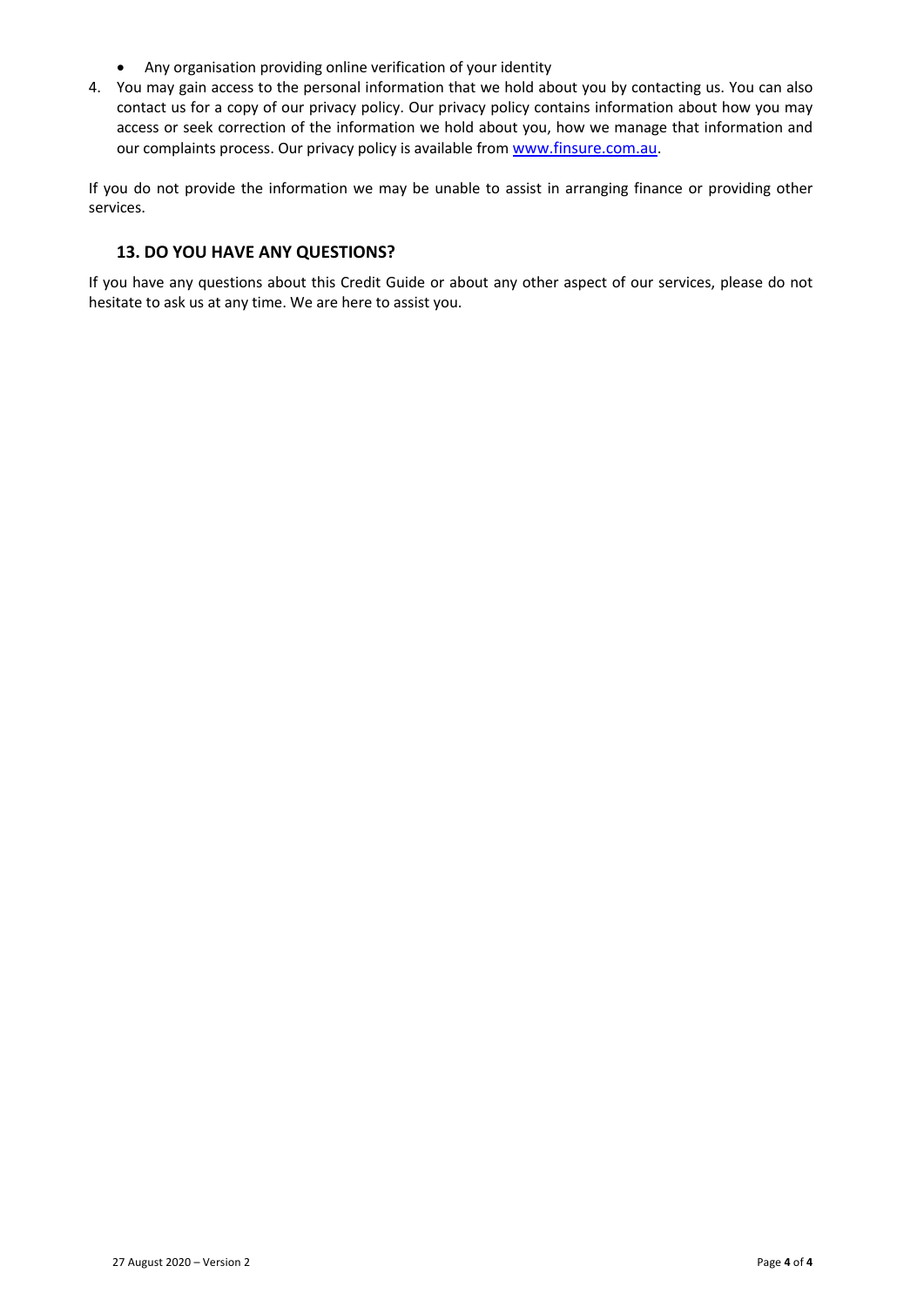- Any organisation providing online verification of your identity

4. You may gain access to the personal information that we hold about you by contacting us. You can also contact us for a copy of our privacy policy. Our privacy policy contains information about how you may access or seek correction of the information we hold about you, how we manage that information and our complaints process. Our privacy policy is available from [www.finsure.com.au](www.finsure.com.au).

If you do not provide the information we may be unable to assist in arranging finance or providing other services.

## 13. DO YOU HAVE ANY QUESTIONS?

If you have any questions about this Credit Guide or about any other aspect of our services, please do not hesitate to ask us at any time. We are here to assist you.